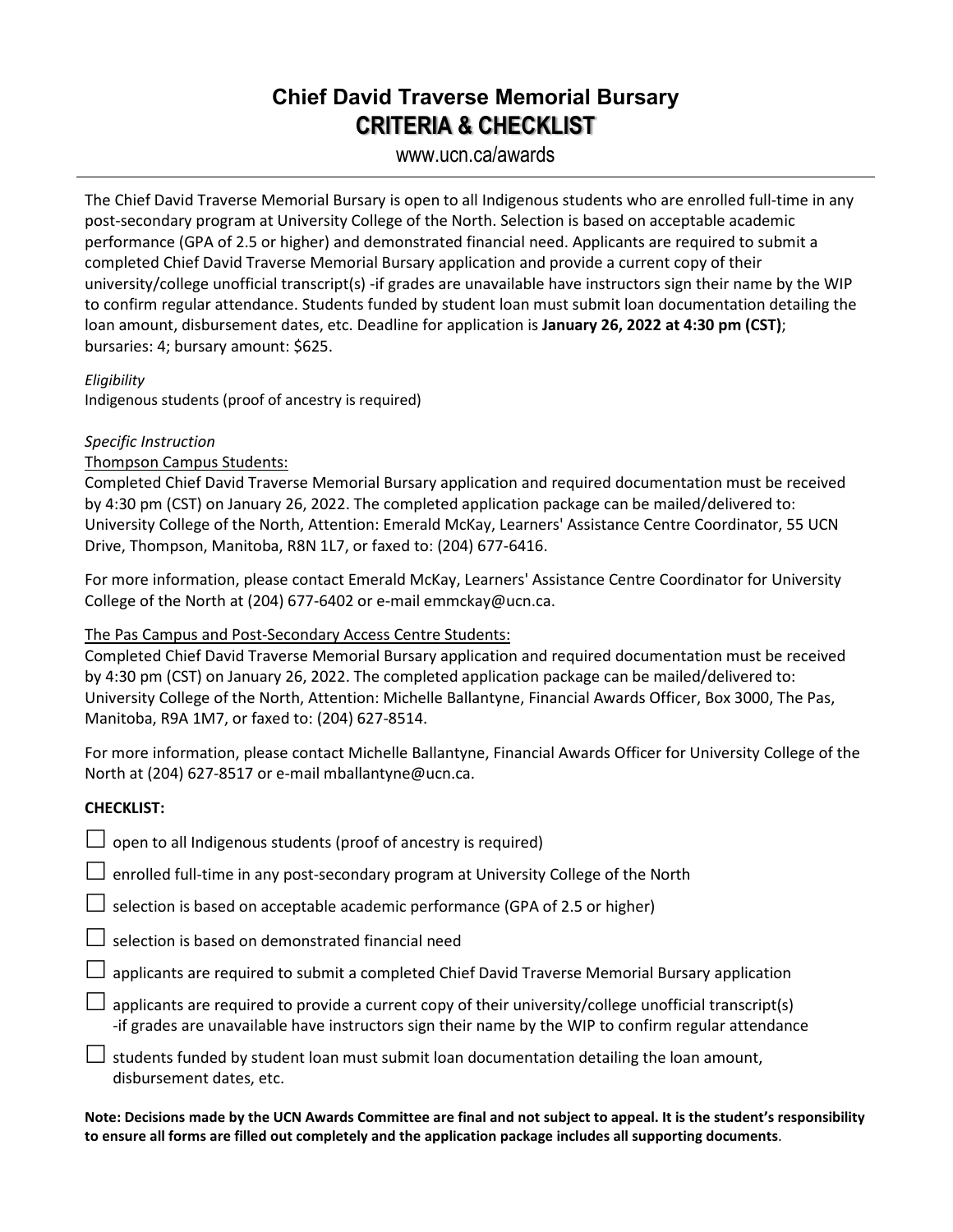# Chief David Traverse Memorial Bursary
## CRITERIA & CHECKLIST

www.ucn.ca/awards

---

The Chief David Traverse Memorial Bursary is open to all Indigenous students who are enrolled full-time in any post-secondary program at University College of the North. Selection is based on acceptable academic performance (GPA of 2.5 or higher) and demonstrated financial need. Applicants are required to submit a completed Chief David Traverse Memorial Bursary application and provide a current copy of their university/college unofficial transcript(s) -if grades are unavailable have instructors sign their name by the WIP to confirm regular attendance. Students funded by student loan must submit loan documentation detailing the loan amount, disbursement dates, etc. Deadline for application is **January 26, 2022 at 4:30 pm (CST)**; bursaries: 4; bursary amount: $625.

*Eligibility*
Indigenous students (proof of ancestry is required)

*Specific Instruction*

<u>Thompson Campus Students:</u>
Completed Chief David Traverse Memorial Bursary application and required documentation must be received by 4:30 pm (CST) on January 26, 2022. The completed application package can be mailed/delivered to: University College of the North, Attention: Emerald McKay, Learners' Assistance Centre Coordinator, 55 UCN Drive, Thompson, Manitoba, R8N 1L7, or faxed to: (204) 677-6416.

For more information, please contact Emerald McKay, Learners' Assistance Centre Coordinator for University College of the North at (204) 677-6402 or e-mail emmckay@ucn.ca.

<u>The Pas Campus and Post-Secondary Access Centre Students:</u>
Completed Chief David Traverse Memorial Bursary application and required documentation must be received by 4:30 pm (CST) on January 26, 2022. The completed application package can be mailed/delivered to: University College of the North, Attention: Michelle Ballantyne, Financial Awards Officer, Box 3000, The Pas, Manitoba, R9A 1M7, or faxed to: (204) 627-8514.

For more information, please contact Michelle Ballantyne, Financial Awards Officer for University College of the North at (204) 627-8517 or e-mail mballantyne@ucn.ca.

**CHECKLIST:**

- ☐ open to all Indigenous students (proof of ancestry is required)
- ☐ enrolled full-time in any post-secondary program at University College of the North
- ☐ selection is based on acceptable academic performance (GPA of 2.5 or higher)
- ☐ selection is based on demonstrated financial need
- ☐ applicants are required to submit a completed Chief David Traverse Memorial Bursary application
- ☐ applicants are required to provide a current copy of their university/college unofficial transcript(s) -if grades are unavailable have instructors sign their name by the WIP to confirm regular attendance
- ☐ students funded by student loan must submit loan documentation detailing the loan amount, disbursement dates, etc.

**Note: Decisions made by the UCN Awards Committee are final and not subject to appeal. It is the student's responsibility to ensure all forms are filled out completely and the application package includes all supporting documents**.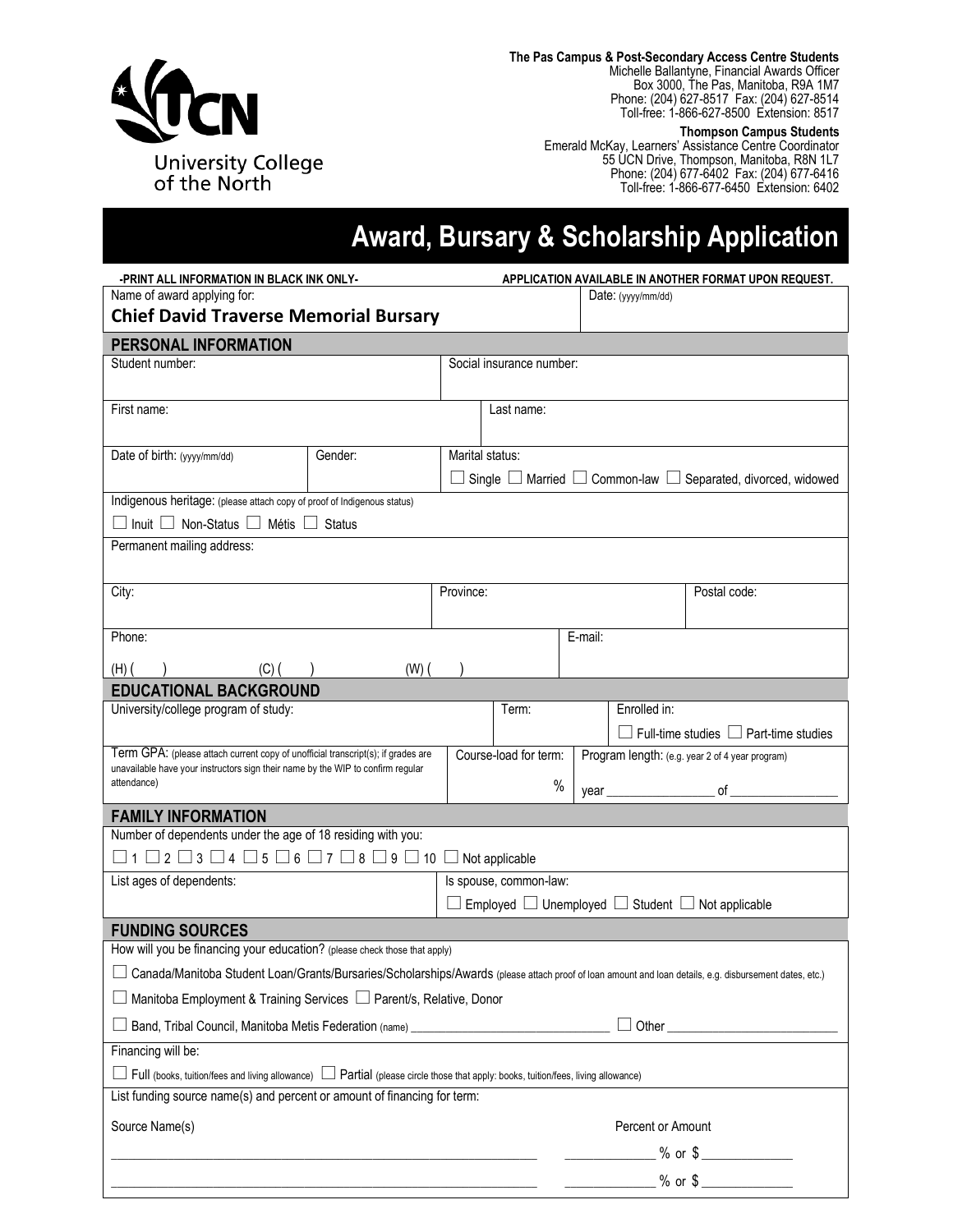University College of the North

**The Pas Campus & Post-Secondary Access Centre Students**
Michelle Ballantyne, Financial Awards Officer
Box 3000, The Pas, Manitoba, R9A 1M7
Phone: (204) 627-8517 Fax: (204) 627-8514
Toll-free: 1-866-627-8500 Extension: 8517

**Thompson Campus Students**
Emerald McKay, Learners' Assistance Centre Coordinator
55 UCN Drive, Thompson, Manitoba, R8N 1L7
Phone: (204) 677-6402 Fax: (204) 677-6416
Toll-free: 1-866-677-6450 Extension: 6402

# Award, Bursary & Scholarship Application

**-PRINT ALL INFORMATION IN BLACK INK ONLY-** **APPLICATION AVAILABLE IN ANOTHER FORMAT UPON REQUEST.**

| Name of award applying for: | Date: (yyyy/mm/dd) |
|---|---|
| **Chief David Traverse Memorial Bursary** | |

## PERSONAL INFORMATION

| Student number: | Social insurance number: |
|---|---|
| First name: | Last name: |

| Date of birth: (yyyy/mm/dd) | Gender: | Marital status: ☐ Single ☐ Married ☐ Common-law ☐ Separated, divorced, widowed |
|---|---|---|

Indigenous heritage: (please attach copy of proof of Indigenous status)

☐ Inuit ☐ Non-Status ☐ Métis ☐ Status

Permanent mailing address:

| City: | Province: | Postal code: |
|---|---|---|

| Phone: (H) ( ) (C) ( ) (W) ( ) | E-mail: |
|---|---|

## EDUCATIONAL BACKGROUND

| University/college program of study: | Term: | Enrolled in: ☐ Full-time studies ☐ Part-time studies |
|---|---|---|
| Term GPA: (please attach current copy of unofficial transcript(s); if grades are unavailable have your instructors sign their name by the WIP to confirm regular attendance) | Course-load for term: % | Program length: (e.g. year 2 of 4 year program) year ________________ of ________________ |

## FAMILY INFORMATION

Number of dependents under the age of 18 residing with you:

☐ 1 ☐ 2 ☐ 3 ☐ 4 ☐ 5 ☐ 6 ☐ 7 ☐ 8 ☐ 9 ☐ 10 ☐ Not applicable

| List ages of dependents: | Is spouse, common-law: ☐ Employed ☐ Unemployed ☐ Student ☐ Not applicable |
|---|---|

## FUNDING SOURCES

How will you be financing your education? (please check those that apply)

☐ Canada/Manitoba Student Loan/Grants/Bursaries/Scholarships/Awards (please attach proof of loan amount and loan details, e.g. disbursement dates, etc.)

☐ Manitoba Employment & Training Services ☐ Parent/s, Relative, Donor

☐ Band, Tribal Council, Manitoba Metis Federation (name) ______________________________ ☐ Other ________________________

Financing will be:

☐ Full (books, tuition/fees and living allowance) ☐ Partial (please circle those that apply: books, tuition/fees, living allowance)

List funding source name(s) and percent or amount of financing for term:

| Source Name(s) | Percent or Amount |
|---|---|
| ____________________________________________ | ____________ % or $ ____________ |
| ____________________________________________ | ____________ % or $ ____________ |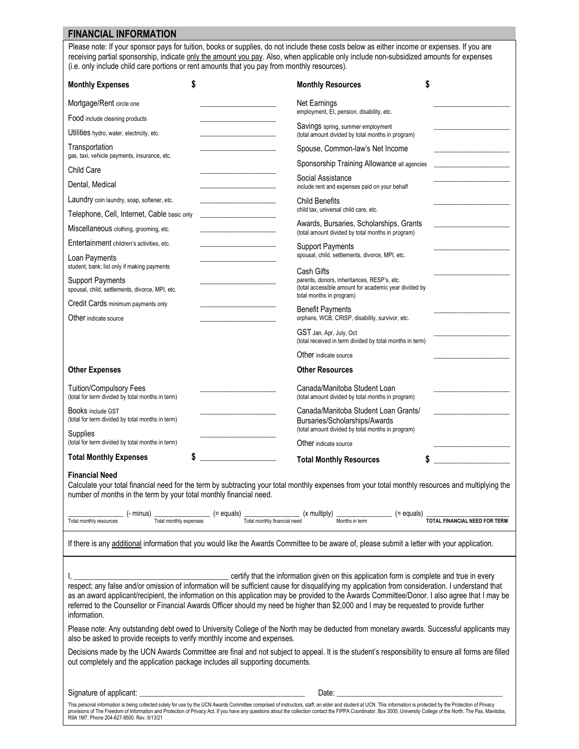## FINANCIAL INFORMATION

Please note: If your sponsor pays for tuition, books or supplies, do not include these costs below as either income or expenses. If you are receiving partial sponsorship, indicate only the amount you pay. Also, when applicable only include non-subsidized amounts for expenses (i.e. only include child care portions or rent amounts that you pay from monthly resources).

| **Monthly Expenses** | **$** | **Monthly Resources** | **$** |
|---|---|---|---|
| Mortgage/Rent circle one | ______________ | Net Earnings employment, EI, pension, disability, etc. | ______________ |
| Food include cleaning products | ______________ | Savings spring, summer employment (total amount divided by total months in program) | ______________ |
| Utilities hydro, water, electricity, etc. | ______________ | Spouse, Common-law's Net Income | ______________ |
| Transportation gas, taxi, vehicle payments, insurance, etc. | ______________ | Sponsorship Training Allowance all agencies | ______________ |
| Child Care | ______________ | Social Assistance include rent and expenses paid on your behalf | ______________ |
| Dental, Medical | ______________ | Child Benefits child tax, universal child care, etc. | ______________ |
| Laundry coin laundry, soap, softener, etc. | ______________ | Awards, Bursaries, Scholarships, Grants (total amount divided by total months in program) | ______________ |
| Telephone, Cell, Internet, Cable basic only | ______________ | Support Payments spousal, child, settlements, divorce, MPI, etc. | ______________ |
| Miscellaneous clothing, grooming, etc. | ______________ | Cash Gifts parents, donors, inheritances, RESP's, etc. (total accessible amount for academic year divided by total months in program) | ______________ |
| Entertainment children's activities, etc. | ______________ | Benefit Payments orphans, WCB, CRISP, disability, survivor, etc. | ______________ |
| Loan Payments student, bank; list only if making payments | ______________ | GST Jan, Apr, July, Oct (total received in term divided by total months in term) | ______________ |
| Support Payments spousal, child, settlements, divorce, MPI, etc. | ______________ | Other indicate source | ______________ |
| Credit Cards minimum payments only | ______________ | | |
| Other indicate source | ______________ | | |
| **Other Expenses** | | **Other Resources** | |
| Tuition/Compulsory Fees (total for term divided by total months in term) | ______________ | Canada/Manitoba Student Loan (total amount divided by total months in program) | ______________ |
| Books include GST (total for term divided by total months in term) | ______________ | Canada/Manitoba Student Loan Grants/ Bursaries/Scholarships/Awards (total amount divided by total months in program) | ______________ |
| Supplies (total for term divided by total months in term) | ______________ | Other indicate source | ______________ |
| **Total Monthly Expenses** | **$** ______________ | **Total Monthly Resources** | **$** ______________ |

**Financial Need**

Calculate your total financial need for the term by subtracting your total monthly expenses from your total monthly resources and multiplying the number of months in the term by your total monthly financial need.

______________ (- minus) ______________ (= equals) ______________ (x multiply) ______________ (= equals) ______________

Total monthly resources — Total monthly expenses — Total monthly financial need — Months in term — **TOTAL FINANCIAL NEED FOR TERM**

If there is any additional information that you would like the Awards Committee to be aware of, please submit a letter with your application.

I, ________________________________ certify that the information given on this application form is complete and true in every respect; any false and/or omission of information will be sufficient cause for disqualifying my application from consideration. I understand that as an award applicant/recipient, the information on this application may be provided to the Awards Committee/Donor. I also agree that I may be referred to the Counsellor or Financial Awards Officer should my need be higher than $2,000 and I may be requested to provide further information.

Please note: Any outstanding debt owed to University College of the North may be deducted from monetary awards. Successful applicants may also be asked to provide receipts to verify monthly income and expenses.

Decisions made by the UCN Awards Committee are final and not subject to appeal. It is the student's responsibility to ensure all forms are filled out completely and the application package includes all supporting documents.

Signature of applicant: ________________________________ Date: ________________________________

This personal information is being collected solely for use by the UCN Awards Committee comprised of instructors, staff, an elder and student at UCN. This information is protected by the Protection of Privacy provisions of The Freedom of Information and Protection of Privacy Act. If you have any questions about the collection contact the FIPPA Coordinator, Box 3000, University College of the North, The Pas, Manitoba, R9A 1M7, Phone 204-627-8500. Rev. 9/13/21